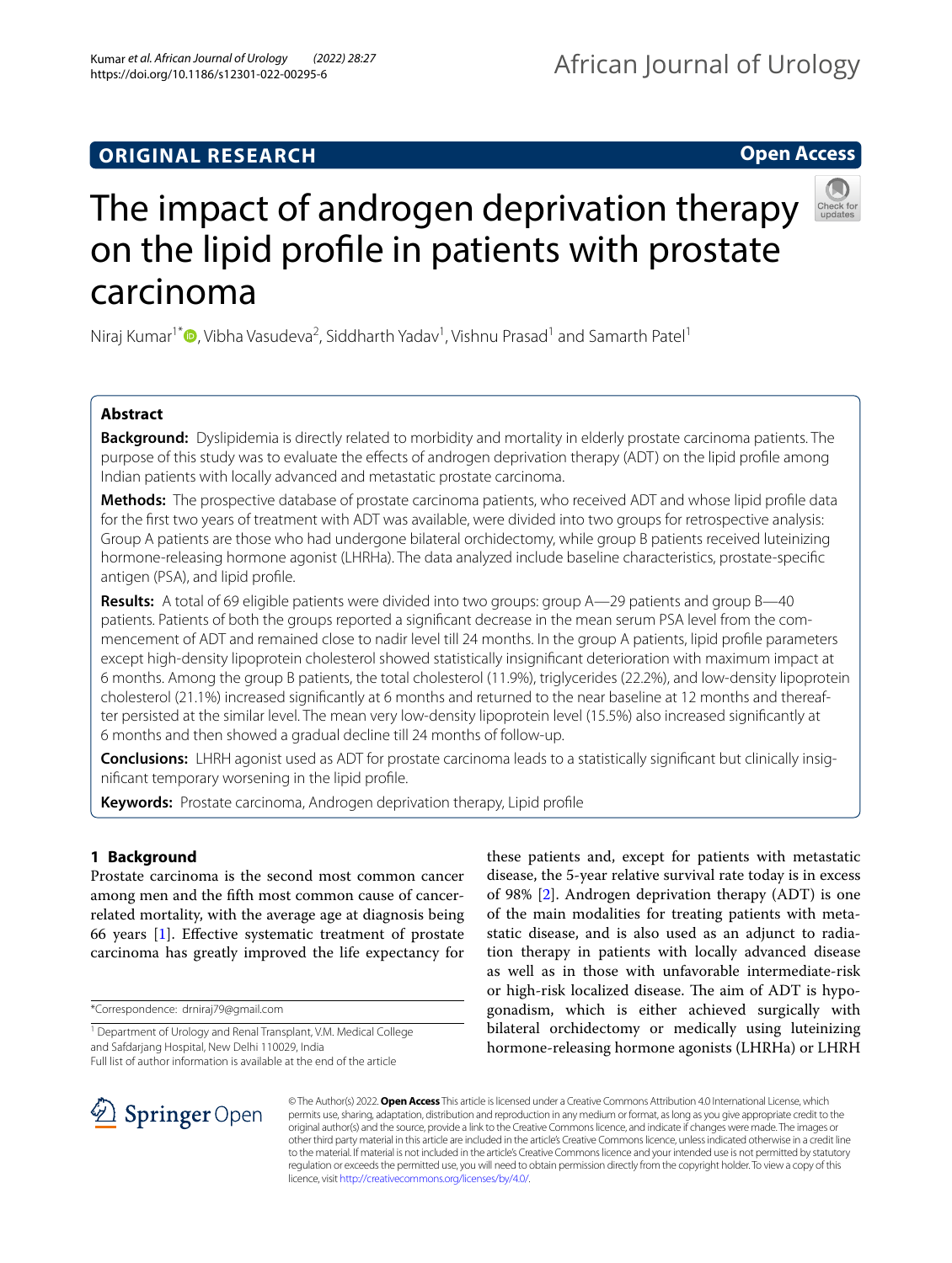## ORIGINAL RESEARCH

**Open Access**

# The impact of androgen deprivation therapy on the lipid profile in patients with prostate carcinoma

Niraj Kumar[1*], Vibha Vasudeva[2], Siddharth Yadav[1], Vishnu Prasad[1] and Samarth Patel[1]

## Abstract

**Background:** Dyslipidemia is directly related to morbidity and mortality in elderly prostate carcinoma patients. The purpose of this study was to evaluate the effects of androgen deprivation therapy (ADT) on the lipid profile among Indian patients with locally advanced and metastatic prostate carcinoma.

**Methods:** The prospective database of prostate carcinoma patients, who received ADT and whose lipid profile data for the first two years of treatment with ADT was available, were divided into two groups for retrospective analysis: Group A patients are those who had undergone bilateral orchidectomy, while group B patients received luteinizing hormone-releasing hormone agonist (LHRHa). The data analyzed include baseline characteristics, prostate-specific antigen (PSA), and lipid profile.

**Results:** A total of 69 eligible patients were divided into two groups: group A—29 patients and group B—40 patients. Patients of both the groups reported a significant decrease in the mean serum PSA level from the commencement of ADT and remained close to nadir level till 24 months. In the group A patients, lipid profile parameters except high-density lipoprotein cholesterol showed statistically insignificant deterioration with maximum impact at 6 months. Among the group B patients, the total cholesterol (11.9%), triglycerides (22.2%), and low-density lipoprotein cholesterol (21.1%) increased significantly at 6 months and returned to the near baseline at 12 months and thereafter persisted at the similar level. The mean very low-density lipoprotein level (15.5%) also increased significantly at 6 months and then showed a gradual decline till 24 months of follow-up.

**Conclusions:** LHRH agonist used as ADT for prostate carcinoma leads to a statistically significant but clinically insignificant temporary worsening in the lipid profile.

**Keywords:** Prostate carcinoma, Androgen deprivation therapy, Lipid profile

## 1 Background

Prostate carcinoma is the second most common cancer among men and the fifth most common cause of cancer-related mortality, with the average age at diagnosis being 66 years [1]. Effective systematic treatment of prostate carcinoma has greatly improved the life expectancy for these patients and, except for patients with metastatic disease, the 5-year relative survival rate today is in excess of 98% [2]. Androgen deprivation therapy (ADT) is one of the main modalities for treating patients with metastatic disease, and is also used as an adjunct to radiation therapy in patients with locally advanced disease as well as in those with unfavorable intermediate-risk or high-risk localized disease. The aim of ADT is hypogonadism, which is either achieved surgically with bilateral orchidectomy or medically using luteinizing hormone-releasing hormone agonists (LHRHa) or LHRH

*Correspondence: drniraj79@gmail.com

[1] Department of Urology and Renal Transplant, V.M. Medical College and Safdarjang Hospital, New Delhi 110029, India

Full list of author information is available at the end of the article

© The Author(s) 2022. **Open Access** This article is licensed under a Creative Commons Attribution 4.0 International License, which permits use, sharing, adaptation, distribution and reproduction in any medium or format, as long as you give appropriate credit to the original author(s) and the source, provide a link to the Creative Commons licence, and indicate if changes were made. The images or other third party material in this article are included in the article's Creative Commons licence, unless indicated otherwise in a credit line to the material. If material is not included in the article's Creative Commons licence and your intended use is not permitted by statutory regulation or exceeds the permitted use, you will need to obtain permission directly from the copyright holder. To view a copy of this licence, visit http://creativecommons.org/licenses/by/4.0/.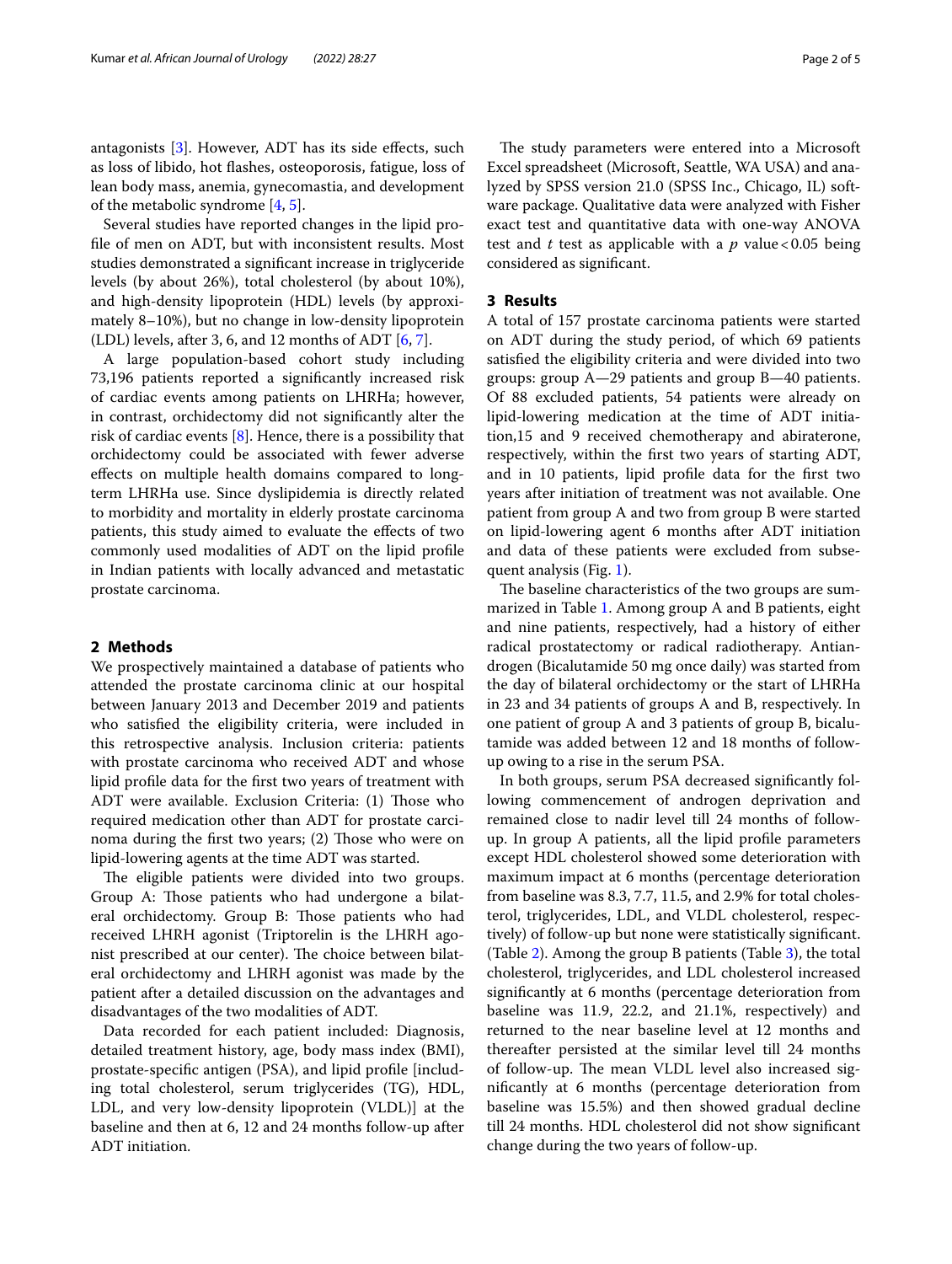antagonists [3]. However, ADT has its side effects, such as loss of libido, hot flashes, osteoporosis, fatigue, loss of lean body mass, anemia, gynecomastia, and development of the metabolic syndrome [4, 5].

Several studies have reported changes in the lipid profile of men on ADT, but with inconsistent results. Most studies demonstrated a significant increase in triglyceride levels (by about 26%), total cholesterol (by about 10%), and high-density lipoprotein (HDL) levels (by approximately 8–10%), but no change in low-density lipoprotein (LDL) levels, after 3, 6, and 12 months of ADT [6, 7].

A large population-based cohort study including 73,196 patients reported a significantly increased risk of cardiac events among patients on LHRHa; however, in contrast, orchidectomy did not significantly alter the risk of cardiac events [8]. Hence, there is a possibility that orchidectomy could be associated with fewer adverse effects on multiple health domains compared to long-term LHRHa use. Since dyslipidemia is directly related to morbidity and mortality in elderly prostate carcinoma patients, this study aimed to evaluate the effects of two commonly used modalities of ADT on the lipid profile in Indian patients with locally advanced and metastatic prostate carcinoma.

## 2 Methods

We prospectively maintained a database of patients who attended the prostate carcinoma clinic at our hospital between January 2013 and December 2019 and patients who satisfied the eligibility criteria, were included in this retrospective analysis. Inclusion criteria: patients with prostate carcinoma who received ADT and whose lipid profile data for the first two years of treatment with ADT were available. Exclusion Criteria: (1) Those who required medication other than ADT for prostate carcinoma during the first two years; (2) Those who were on lipid-lowering agents at the time ADT was started.

The eligible patients were divided into two groups. Group A: Those patients who had undergone a bilateral orchidectomy. Group B: Those patients who had received LHRH agonist (Triptorelin is the LHRH agonist prescribed at our center). The choice between bilateral orchidectomy and LHRH agonist was made by the patient after a detailed discussion on the advantages and disadvantages of the two modalities of ADT.

Data recorded for each patient included: Diagnosis, detailed treatment history, age, body mass index (BMI), prostate-specific antigen (PSA), and lipid profile [including total cholesterol, serum triglycerides (TG), HDL, LDL, and very low-density lipoprotein (VLDL)] at the baseline and then at 6, 12 and 24 months follow-up after ADT initiation.

The study parameters were entered into a Microsoft Excel spreadsheet (Microsoft, Seattle, WA USA) and analyzed by SPSS version 21.0 (SPSS Inc., Chicago, IL) software package. Qualitative data were analyzed with Fisher exact test and quantitative data with one-way ANOVA test and *t* test as applicable with a $p$ value $< 0.05$ being considered as significant.

## 3 Results

A total of 157 prostate carcinoma patients were started on ADT during the study period, of which 69 patients satisfied the eligibility criteria and were divided into two groups: group A—29 patients and group B—40 patients. Of 88 excluded patients, 54 patients were already on lipid-lowering medication at the time of ADT initiation,15 and 9 received chemotherapy and abiraterone, respectively, within the first two years of starting ADT, and in 10 patients, lipid profile data for the first two years after initiation of treatment was not available. One patient from group A and two from group B were started on lipid-lowering agent 6 months after ADT initiation and data of these patients were excluded from subsequent analysis (Fig. 1).

The baseline characteristics of the two groups are summarized in Table 1. Among group A and B patients, eight and nine patients, respectively, had a history of either radical prostatectomy or radical radiotherapy. Antiandrogen (Bicalutamide 50 mg once daily) was started from the day of bilateral orchidectomy or the start of LHRHa in 23 and 34 patients of groups A and B, respectively. In one patient of group A and 3 patients of group B, bicalutamide was added between 12 and 18 months of follow-up owing to a rise in the serum PSA.

In both groups, serum PSA decreased significantly following commencement of androgen deprivation and remained close to nadir level till 24 months of follow-up. In group A patients, all the lipid profile parameters except HDL cholesterol showed some deterioration with maximum impact at 6 months (percentage deterioration from baseline was 8.3, 7.7, 11.5, and 2.9% for total cholesterol, triglycerides, LDL, and VLDL cholesterol, respectively) of follow-up but none were statistically significant. (Table 2). Among the group B patients (Table 3), the total cholesterol, triglycerides, and LDL cholesterol increased significantly at 6 months (percentage deterioration from baseline was 11.9, 22.2, and 21.1%, respectively) and returned to the near baseline level at 12 months and thereafter persisted at the similar level till 24 months of follow-up. The mean VLDL level also increased significantly at 6 months (percentage deterioration from baseline was 15.5%) and then showed gradual decline till 24 months. HDL cholesterol did not show significant change during the two years of follow-up.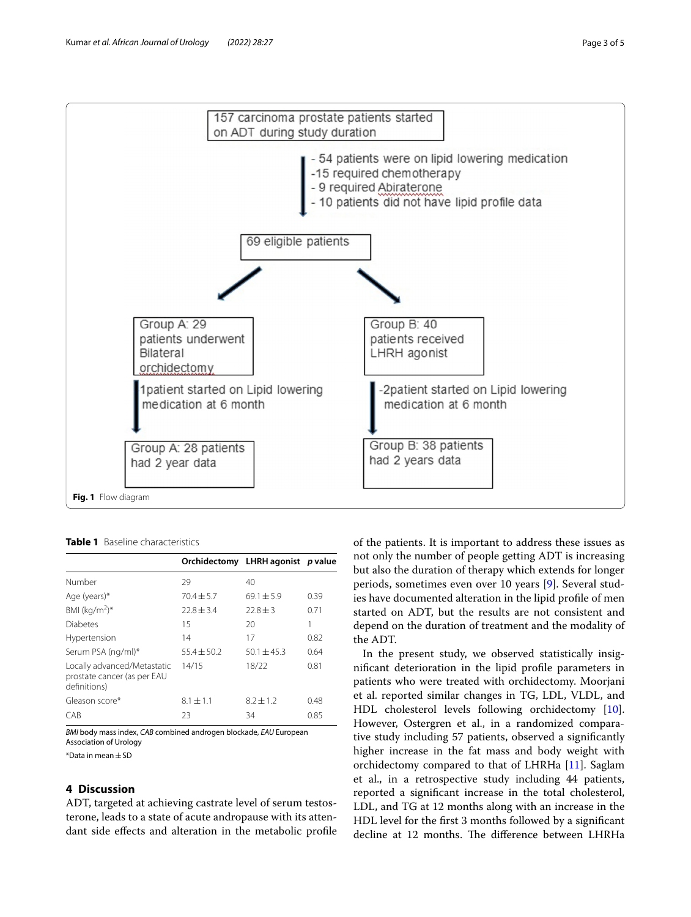157 carcinoma prostate patients started on ADT during study duration

- 54 patients were on lipid lowering medication
- 15 required chemotherapy
- 9 required Abiraterone
- 10 patients did not have lipid profile data

69 eligible patients

Group A: 29 patients underwent Bilateral orchidectomy

1patient started on Lipid lowering medication at 6 month

Group A: 28 patients had 2 year data

Group B: 40 patients received LHRH agonist

-2patient started on Lipid lowering medication at 6 month

Group B: 38 patients had 2 years data

**Fig. 1** Flow diagram

**Table 1** Baseline characteristics

| | Orchidectomy | LHRH agonist | *p* value |
|---|---|---|---|
| Number | 29 | 40 | |
| Age (years)* | 70.4 ± 5.7 | 69.1 ± 5.9 | 0.39 |
| BMI (kg/m$^2$)* | 22.8 ± 3.4 | 22.8 ± 3 | 0.71 |
| Diabetes | 15 | 20 | 1 |
| Hypertension | 14 | 17 | 0.82 |
| Serum PSA (ng/ml)* | 55.4 ± 50.2 | 50.1 ± 45.3 | 0.64 |
| Locally advanced/Metastatic prostate cancer (as per EAU definitions) | 14/15 | 18/22 | 0.81 |
| Gleason score* | 8.1 ± 1.1 | 8.2 ± 1.2 | 0.48 |
| CAB | 23 | 34 | 0.85 |

*BMI* body mass index, *CAB* combined androgen blockade, *EAU* European Association of Urology

*Data in mean ± SD

## 4 Discussion

ADT, targeted at achieving castrate level of serum testosterone, leads to a state of acute andropause with its attendant side effects and alteration in the metabolic profile of the patients. It is important to address these issues as not only the number of people getting ADT is increasing but also the duration of therapy which extends for longer periods, sometimes even over 10 years [9]. Several studies have documented alteration in the lipid profile of men started on ADT, but the results are not consistent and depend on the duration of treatment and the modality of the ADT.

In the present study, we observed statistically insignificant deterioration in the lipid profile parameters in patients who were treated with orchidectomy. Moorjani et al. reported similar changes in TG, LDL, VLDL, and HDL cholesterol levels following orchidectomy [10]. However, Ostergren et al., in a randomized comparative study including 57 patients, observed a significantly higher increase in the fat mass and body weight with orchidectomy compared to that of LHRHa [11]. Saglam et al., in a retrospective study including 44 patients, reported a significant increase in the total cholesterol, LDL, and TG at 12 months along with an increase in the HDL level for the first 3 months followed by a significant decline at 12 months. The difference between LHRHa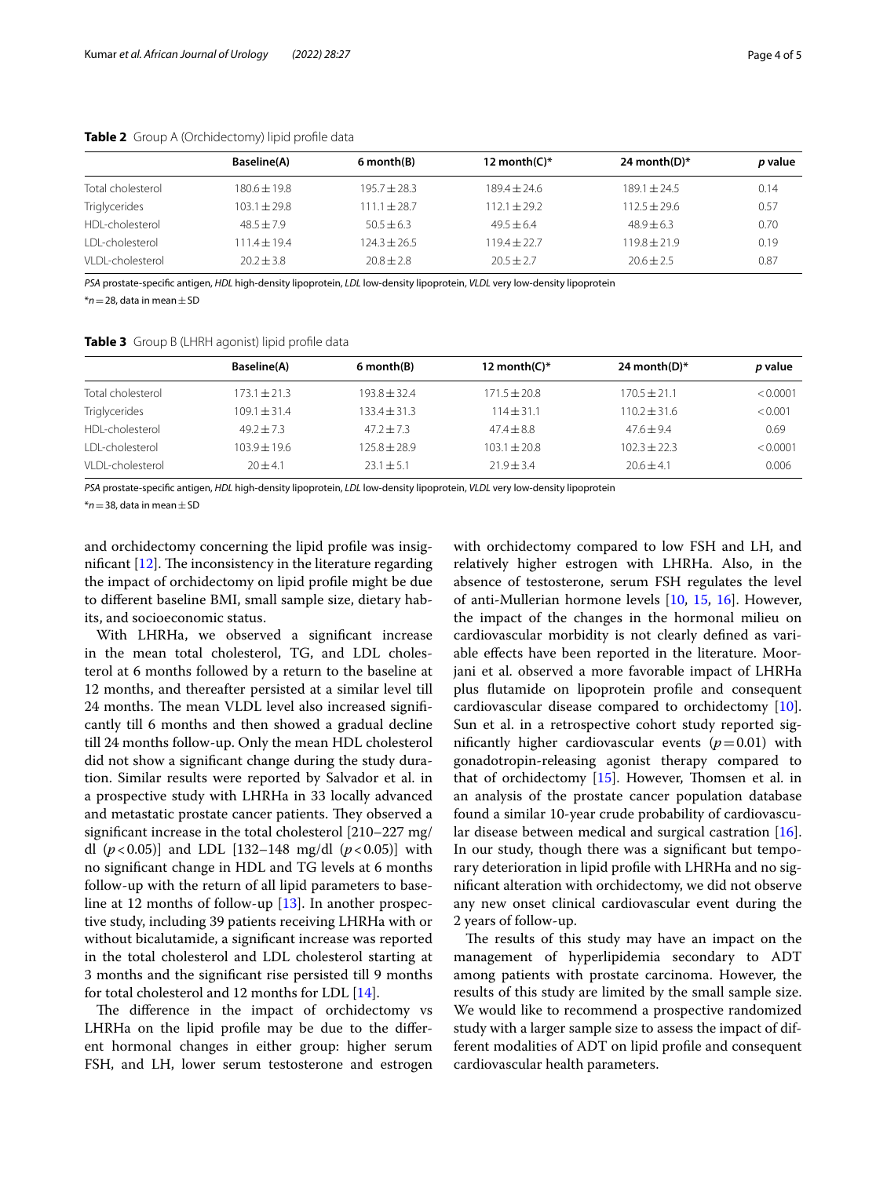**Table 2** Group A (Orchidectomy) lipid profile data

| | Baseline(A) | 6 month(B) | 12 month(C)* | 24 month(D)* | *p* value |
|---|---|---|---|---|---|
| Total cholesterol | 180.6 ± 19.8 | 195.7 ± 28.3 | 189.4 ± 24.6 | 189.1 ± 24.5 | 0.14 |
| Triglycerides | 103.1 ± 29.8 | 111.1 ± 28.7 | 112.1 ± 29.2 | 112.5 ± 29.6 | 0.57 |
| HDL-cholesterol | 48.5 ± 7.9 | 50.5 ± 6.3 | 49.5 ± 6.4 | 48.9 ± 6.3 | 0.70 |
| LDL-cholesterol | 111.4 ± 19.4 | 124.3 ± 26.5 | 119.4 ± 22.7 | 119.8 ± 21.9 | 0.19 |
| VLDL-cholesterol | 20.2 ± 3.8 | 20.8 ± 2.8 | 20.5 ± 2.7 | 20.6 ± 2.5 | 0.87 |

*PSA* prostate-specific antigen, *HDL* high-density lipoprotein, *LDL* low-density lipoprotein, *VLDL* very low-density lipoprotein

*$n = 28$, data in mean ± SD

**Table 3** Group B (LHRH agonist) lipid profile data

| | Baseline(A) | 6 month(B) | 12 month(C)* | 24 month(D)* | *p* value |
|---|---|---|---|---|---|
| Total cholesterol | 173.1 ± 21.3 | 193.8 ± 32.4 | 171.5 ± 20.8 | 170.5 ± 21.1 | < 0.0001 |
| Triglycerides | 109.1 ± 31.4 | 133.4 ± 31.3 | 114 ± 31.1 | 110.2 ± 31.6 | < 0.001 |
| HDL-cholesterol | 49.2 ± 7.3 | 47.2 ± 7.3 | 47.4 ± 8.8 | 47.6 ± 9.4 | 0.69 |
| LDL-cholesterol | 103.9 ± 19.6 | 125.8 ± 28.9 | 103.1 ± 20.8 | 102.3 ± 22.3 | < 0.0001 |
| VLDL-cholesterol | 20 ± 4.1 | 23.1 ± 5.1 | 21.9 ± 3.4 | 20.6 ± 4.1 | 0.006 |

*PSA* prostate-specific antigen, *HDL* high-density lipoprotein, *LDL* low-density lipoprotein, *VLDL* very low-density lipoprotein

*$n = 38$, data in mean ± SD

and orchidectomy concerning the lipid profile was insignificant [12]. The inconsistency in the literature regarding the impact of orchidectomy on lipid profile might be due to different baseline BMI, small sample size, dietary habits, and socioeconomic status.

With LHRHa, we observed a significant increase in the mean total cholesterol, TG, and LDL cholesterol at 6 months followed by a return to the baseline at 12 months, and thereafter persisted at a similar level till 24 months. The mean VLDL level also increased significantly till 6 months and then showed a gradual decline till 24 months follow-up. Only the mean HDL cholesterol did not show a significant change during the study duration. Similar results were reported by Salvador et al. in a prospective study with LHRHa in 33 locally advanced and metastatic prostate cancer patients. They observed a significant increase in the total cholesterol [210–227 mg/dl ($p < 0.05$)] and LDL [132–148 mg/dl ($p < 0.05$)] with no significant change in HDL and TG levels at 6 months follow-up with the return of all lipid parameters to baseline at 12 months of follow-up [13]. In another prospective study, including 39 patients receiving LHRHa with or without bicalutamide, a significant increase was reported in the total cholesterol and LDL cholesterol starting at 3 months and the significant rise persisted till 9 months for total cholesterol and 12 months for LDL [14].

The difference in the impact of orchidectomy vs LHRHa on the lipid profile may be due to the different hormonal changes in either group: higher serum FSH, and LH, lower serum testosterone and estrogen with orchidectomy compared to low FSH and LH, and relatively higher estrogen with LHRHa. Also, in the absence of testosterone, serum FSH regulates the level of anti-Mullerian hormone levels [10, 15, 16]. However, the impact of the changes in the hormonal milieu on cardiovascular morbidity is not clearly defined as variable effects have been reported in the literature. Moorjani et al. observed a more favorable impact of LHRHa plus flutamide on lipoprotein profile and consequent cardiovascular disease compared to orchidectomy [10]. Sun et al. in a retrospective cohort study reported significantly higher cardiovascular events ($p = 0.01$) with gonadotropin-releasing agonist therapy compared to that of orchidectomy [15]. However, Thomsen et al. in an analysis of the prostate cancer population database found a similar 10-year crude probability of cardiovascular disease between medical and surgical castration [16]. In our study, though there was a significant but temporary deterioration in lipid profile with LHRHa and no significant alteration with orchidectomy, we did not observe any new onset clinical cardiovascular event during the 2 years of follow-up.

The results of this study may have an impact on the management of hyperlipidemia secondary to ADT among patients with prostate carcinoma. However, the results of this study are limited by the small sample size. We would like to recommend a prospective randomized study with a larger sample size to assess the impact of different modalities of ADT on lipid profile and consequent cardiovascular health parameters.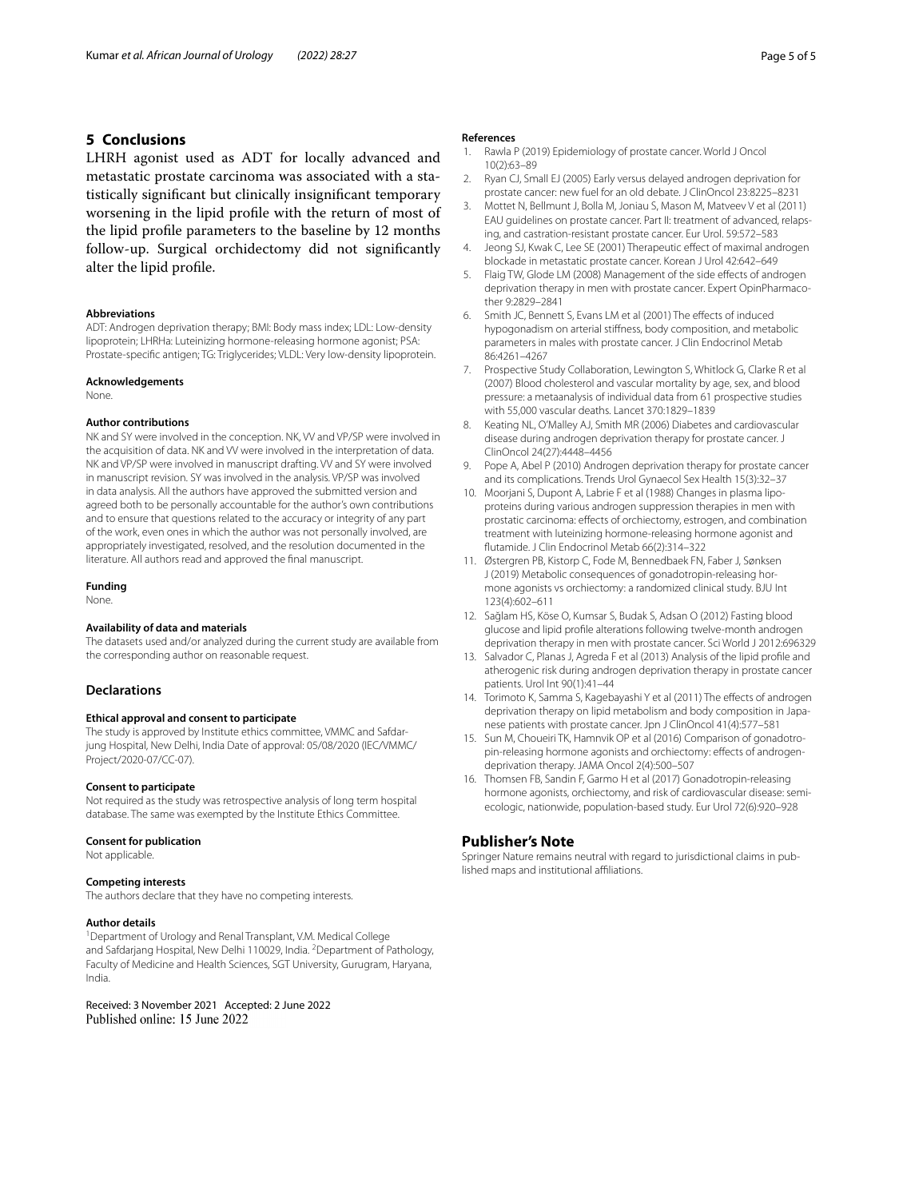## 5 Conclusions

LHRH agonist used as ADT for locally advanced and metastatic prostate carcinoma was associated with a statistically significant but clinically insignificant temporary worsening in the lipid profile with the return of most of the lipid profile parameters to the baseline by 12 months follow-up. Surgical orchidectomy did not significantly alter the lipid profile.

#### Abbreviations

ADT: Androgen deprivation therapy; BMI: Body mass index; LDL: Low-density lipoprotein; LHRHa: Luteinizing hormone-releasing hormone agonist; PSA: Prostate-specific antigen; TG: Triglycerides; VLDL: Very low-density lipoprotein.

#### Acknowledgements

None.

#### Author contributions

NK and SY were involved in the conception. NK, VV and VP/SP were involved in the acquisition of data. NK and VV were involved in the interpretation of data. NK and VP/SP were involved in manuscript drafting. VV and SY were involved in manuscript revision. SY was involved in the analysis. VP/SP was involved in data analysis. All the authors have approved the submitted version and agreed both to be personally accountable for the author's own contributions and to ensure that questions related to the accuracy or integrity of any part of the work, even ones in which the author was not personally involved, are appropriately investigated, resolved, and the resolution documented in the literature. All authors read and approved the final manuscript.

#### Funding

None.

#### Availability of data and materials

The datasets used and/or analyzed during the current study are available from the corresponding author on reasonable request.

### Declarations

#### Ethical approval and consent to participate

The study is approved by Institute ethics committee, VMMC and Safdarjung Hospital, New Delhi, India Date of approval: 05/08/2020 (IEC/VMMC/Project/2020-07/CC-07).

#### Consent to participate

Not required as the study was retrospective analysis of long term hospital database. The same was exempted by the Institute Ethics Committee.

#### Consent for publication

Not applicable.

#### Competing interests

The authors declare that they have no competing interests.

#### Author details

[1]Department of Urology and Renal Transplant, V.M. Medical College and Safdarjang Hospital, New Delhi 110029, India. [2]Department of Pathology, Faculty of Medicine and Health Sciences, SGT University, Gurugram, Haryana, India.

Received: 3 November 2021 Accepted: 2 June 2022
Published online: 15 June 2022

#### References

1. Rawla P (2019) Epidemiology of prostate cancer. World J Oncol 10(2):63–89
2. Ryan CJ, Small EJ (2005) Early versus delayed androgen deprivation for prostate cancer: new fuel for an old debate. J ClinOncol 23:8225–8231
3. Mottet N, Bellmunt J, Bolla M, Joniau S, Mason M, Matveev V et al (2011) EAU guidelines on prostate cancer. Part II: treatment of advanced, relapsing, and castration-resistant prostate cancer. Eur Urol. 59:572–583
4. Jeong SJ, Kwak C, Lee SE (2001) Therapeutic effect of maximal androgen blockade in metastatic prostate cancer. Korean J Urol 42:642–649
5. Flaig TW, Glode LM (2008) Management of the side effects of androgen deprivation therapy in men with prostate cancer. Expert OpinPharmacother 9:2829–2841
6. Smith JC, Bennett S, Evans LM et al (2001) The effects of induced hypogonadism on arterial stiffness, body composition, and metabolic parameters in males with prostate cancer. J Clin Endocrinol Metab 86:4261–4267
7. Prospective Study Collaboration, Lewington S, Whitlock G, Clarke R et al (2007) Blood cholesterol and vascular mortality by age, sex, and blood pressure: a metaanalysis of individual data from 61 prospective studies with 55,000 vascular deaths. Lancet 370:1829–1839
8. Keating NL, O'Malley AJ, Smith MR (2006) Diabetes and cardiovascular disease during androgen deprivation therapy for prostate cancer. J ClinOncol 24(27):4448–4456
9. Pope A, Abel P (2010) Androgen deprivation therapy for prostate cancer and its complications. Trends Urol Gynaecol Sex Health 15(3):32–37
10. Moorjani S, Dupont A, Labrie F et al (1988) Changes in plasma lipoproteins during various androgen suppression therapies in men with prostatic carcinoma: effects of orchiectomy, estrogen, and combination treatment with luteinizing hormone-releasing hormone agonist and flutamide. J Clin Endocrinol Metab 66(2):314–322
11. Østergren PB, Kistorp C, Fode M, Bennedbaek FN, Faber J, Sønksen J (2019) Metabolic consequences of gonadotropin-releasing hormone agonists vs orchiectomy: a randomized clinical study. BJU Int 123(4):602–611
12. Sağlam HS, Köse O, Kumsar S, Budak S, Adsan O (2012) Fasting blood glucose and lipid profile alterations following twelve-month androgen deprivation therapy in men with prostate cancer. Sci World J 2012:696329
13. Salvador C, Planas J, Agreda F et al (2013) Analysis of the lipid profile and atherogenic risk during androgen deprivation therapy in prostate cancer patients. Urol Int 90(1):41–44
14. Torimoto K, Samma S, Kagebayashi Y et al (2011) The effects of androgen deprivation therapy on lipid metabolism and body composition in Japanese patients with prostate cancer. Jpn J ClinOncol 41(4):577–581
15. Sun M, Choueiri TK, Hamnvik OP et al (2016) Comparison of gonadotropin-releasing hormone agonists and orchiectomy: effects of androgen-deprivation therapy. JAMA Oncol 2(4):500–507
16. Thomsen FB, Sandin F, Garmo H et al (2017) Gonadotropin-releasing hormone agonists, orchiectomy, and risk of cardiovascular disease: semi-ecologic, nationwide, population-based study. Eur Urol 72(6):920–928

## Publisher's Note

Springer Nature remains neutral with regard to jurisdictional claims in published maps and institutional affiliations.